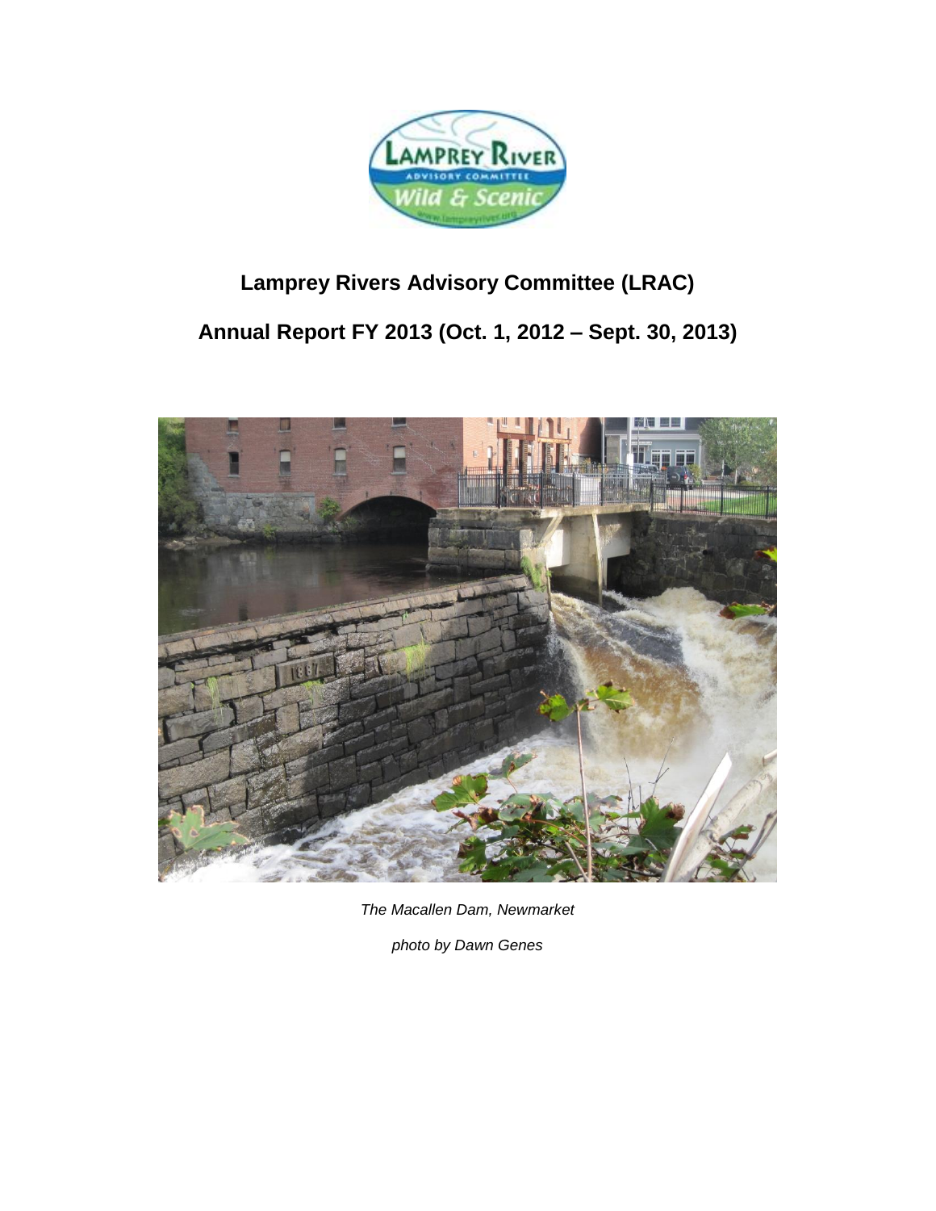# Lamprey Rivers Advisory Committee (LRAC)

## Annual Report FY 2013 (Oct. 1, 2012 – Sept. 30, 2013)

*The Macallen Dam, Newmarket*

*photo by Dawn Genes*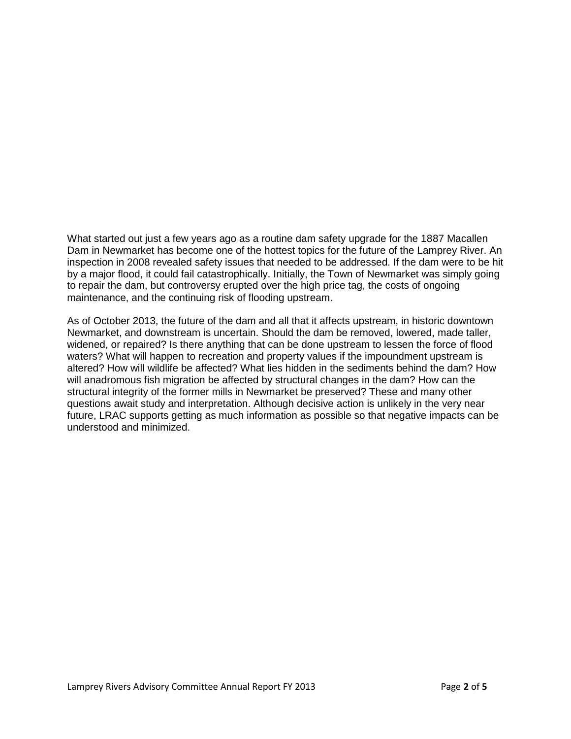What started out just a few years ago as a routine dam safety upgrade for the 1887 Macallen Dam in Newmarket has become one of the hottest topics for the future of the Lamprey River. An inspection in 2008 revealed safety issues that needed to be addressed. If the dam were to be hit by a major flood, it could fail catastrophically. Initially, the Town of Newmarket was simply going to repair the dam, but controversy erupted over the high price tag, the costs of ongoing maintenance, and the continuing risk of flooding upstream.

As of October 2013, the future of the dam and all that it affects upstream, in historic downtown Newmarket, and downstream is uncertain. Should the dam be removed, lowered, made taller, widened, or repaired? Is there anything that can be done upstream to lessen the force of flood waters? What will happen to recreation and property values if the impoundment upstream is altered? How will wildlife be affected? What lies hidden in the sediments behind the dam? How will anadromous fish migration be affected by structural changes in the dam? How can the structural integrity of the former mills in Newmarket be preserved? These and many other questions await study and interpretation. Although decisive action is unlikely in the very near future, LRAC supports getting as much information as possible so that negative impacts can be understood and minimized.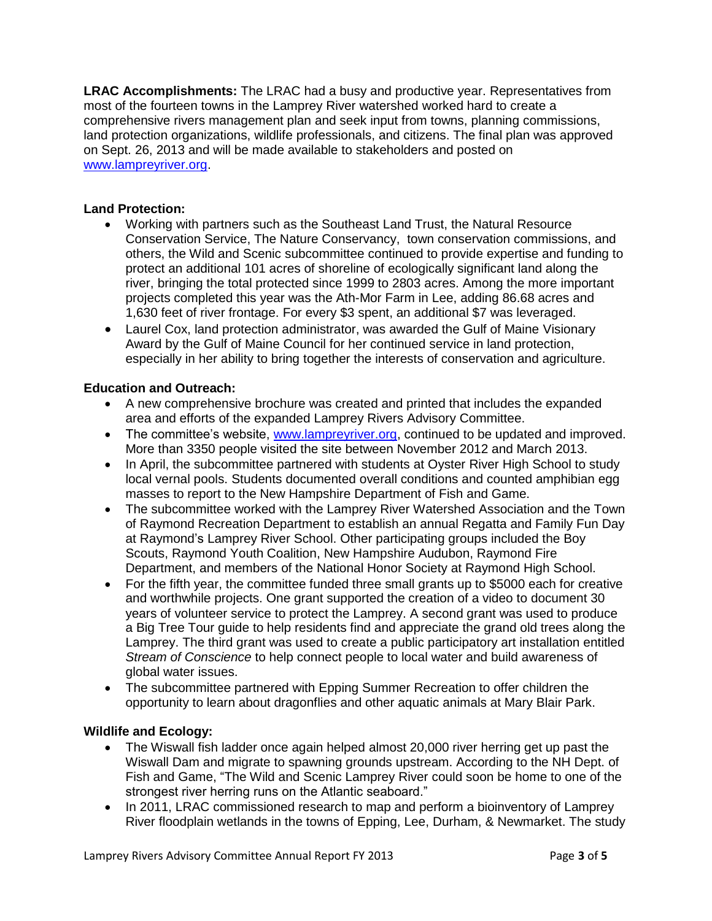**LRAC Accomplishments:** The LRAC had a busy and productive year. Representatives from most of the fourteen towns in the Lamprey River watershed worked hard to create a comprehensive rivers management plan and seek input from towns, planning commissions, land protection organizations, wildlife professionals, and citizens. The final plan was approved on Sept. 26, 2013 and will be made available to stakeholders and posted on [www.lampreyriver.org](www.lampreyriver.org).

**Land Protection:**

- Working with partners such as the Southeast Land Trust, the Natural Resource Conservation Service, The Nature Conservancy, town conservation commissions, and others, the Wild and Scenic subcommittee continued to provide expertise and funding to protect an additional 101 acres of shoreline of ecologically significant land along the river, bringing the total protected since 1999 to 2803 acres. Among the more important projects completed this year was the Ath-Mor Farm in Lee, adding 86.68 acres and 1,630 feet of river frontage. For every $3 spent, an additional $7 was leveraged.
- Laurel Cox, land protection administrator, was awarded the Gulf of Maine Visionary Award by the Gulf of Maine Council for her continued service in land protection, especially in her ability to bring together the interests of conservation and agriculture.

**Education and Outreach:**

- A new comprehensive brochure was created and printed that includes the expanded area and efforts of the expanded Lamprey Rivers Advisory Committee.
- The committee's website, [www.lampreyriver.org](www.lampreyriver.org), continued to be updated and improved. More than 3350 people visited the site between November 2012 and March 2013.
- In April, the subcommittee partnered with students at Oyster River High School to study local vernal pools. Students documented overall conditions and counted amphibian egg masses to report to the New Hampshire Department of Fish and Game.
- The subcommittee worked with the Lamprey River Watershed Association and the Town of Raymond Recreation Department to establish an annual Regatta and Family Fun Day at Raymond's Lamprey River School. Other participating groups included the Boy Scouts, Raymond Youth Coalition, New Hampshire Audubon, Raymond Fire Department, and members of the National Honor Society at Raymond High School.
- For the fifth year, the committee funded three small grants up to $5000 each for creative and worthwhile projects. One grant supported the creation of a video to document 30 years of volunteer service to protect the Lamprey. A second grant was used to produce a Big Tree Tour guide to help residents find and appreciate the grand old trees along the Lamprey. The third grant was used to create a public participatory art installation entitled *Stream of Conscience* to help connect people to local water and build awareness of global water issues.
- The subcommittee partnered with Epping Summer Recreation to offer children the opportunity to learn about dragonflies and other aquatic animals at Mary Blair Park.

**Wildlife and Ecology:**

- The Wiswall fish ladder once again helped almost 20,000 river herring get up past the Wiswall Dam and migrate to spawning grounds upstream. According to the NH Dept. of Fish and Game, "The Wild and Scenic Lamprey River could soon be home to one of the strongest river herring runs on the Atlantic seaboard."
- In 2011, LRAC commissioned research to map and perform a bioinventory of Lamprey River floodplain wetlands in the towns of Epping, Lee, Durham, & Newmarket. The study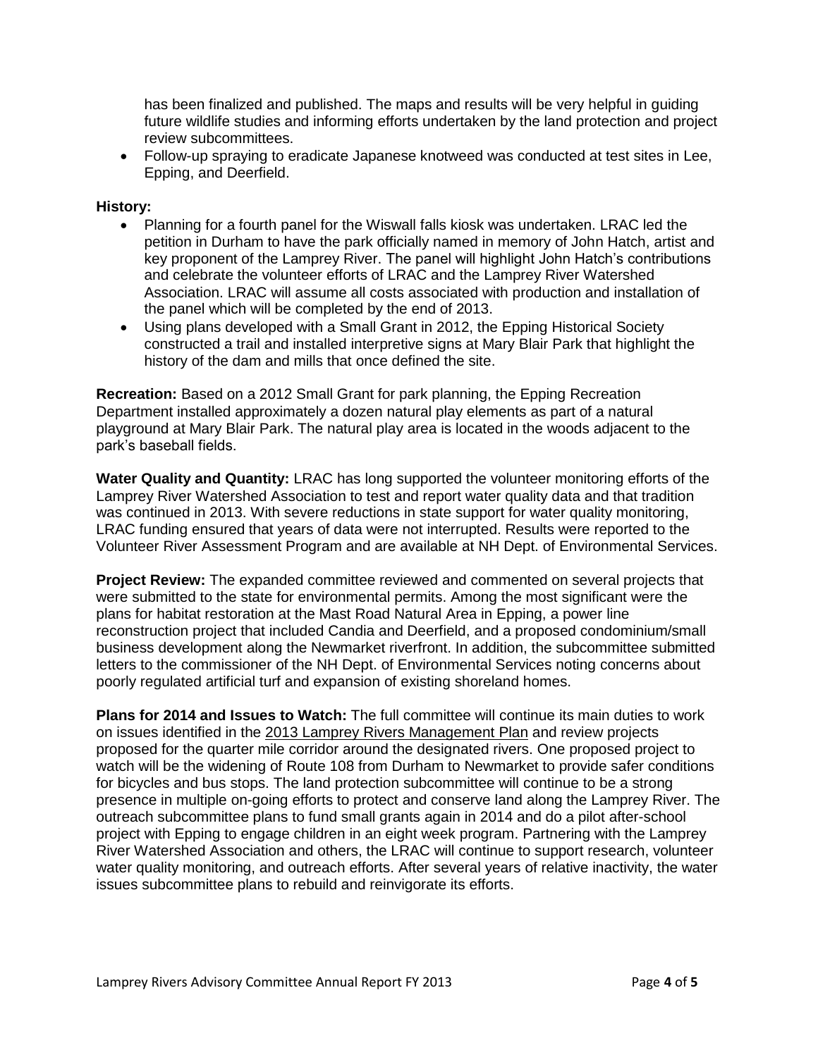has been finalized and published. The maps and results will be very helpful in guiding future wildlife studies and informing efforts undertaken by the land protection and project review subcommittees.

- Follow-up spraying to eradicate Japanese knotweed was conducted at test sites in Lee, Epping, and Deerfield.

**History:**

- Planning for a fourth panel for the Wiswall falls kiosk was undertaken. LRAC led the petition in Durham to have the park officially named in memory of John Hatch, artist and key proponent of the Lamprey River. The panel will highlight John Hatch's contributions and celebrate the volunteer efforts of LRAC and the Lamprey River Watershed Association. LRAC will assume all costs associated with production and installation of the panel which will be completed by the end of 2013.
- Using plans developed with a Small Grant in 2012, the Epping Historical Society constructed a trail and installed interpretive signs at Mary Blair Park that highlight the history of the dam and mills that once defined the site.

**Recreation:** Based on a 2012 Small Grant for park planning, the Epping Recreation Department installed approximately a dozen natural play elements as part of a natural playground at Mary Blair Park. The natural play area is located in the woods adjacent to the park's baseball fields.

**Water Quality and Quantity:** LRAC has long supported the volunteer monitoring efforts of the Lamprey River Watershed Association to test and report water quality data and that tradition was continued in 2013. With severe reductions in state support for water quality monitoring, LRAC funding ensured that years of data were not interrupted. Results were reported to the Volunteer River Assessment Program and are available at NH Dept. of Environmental Services.

**Project Review:** The expanded committee reviewed and commented on several projects that were submitted to the state for environmental permits. Among the most significant were the plans for habitat restoration at the Mast Road Natural Area in Epping, a power line reconstruction project that included Candia and Deerfield, and a proposed condominium/small business development along the Newmarket riverfront. In addition, the subcommittee submitted letters to the commissioner of the NH Dept. of Environmental Services noting concerns about poorly regulated artificial turf and expansion of existing shoreland homes.

**Plans for 2014 and Issues to Watch:** The full committee will continue its main duties to work on issues identified in the 2013 Lamprey Rivers Management Plan and review projects proposed for the quarter mile corridor around the designated rivers. One proposed project to watch will be the widening of Route 108 from Durham to Newmarket to provide safer conditions for bicycles and bus stops. The land protection subcommittee will continue to be a strong presence in multiple on-going efforts to protect and conserve land along the Lamprey River. The outreach subcommittee plans to fund small grants again in 2014 and do a pilot after-school project with Epping to engage children in an eight week program. Partnering with the Lamprey River Watershed Association and others, the LRAC will continue to support research, volunteer water quality monitoring, and outreach efforts. After several years of relative inactivity, the water issues subcommittee plans to rebuild and reinvigorate its efforts.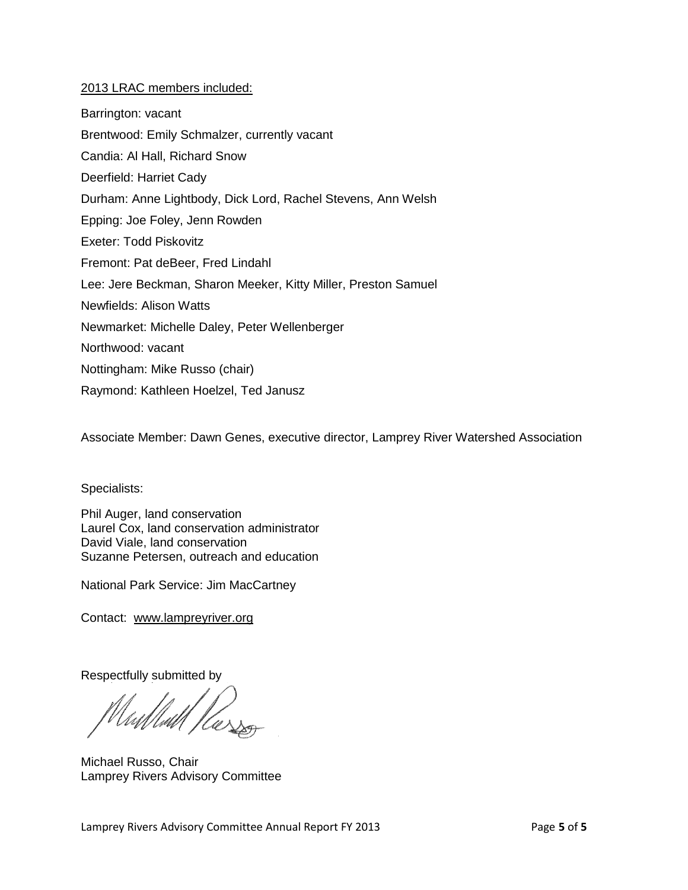2013 LRAC members included:

Barrington: vacant

Brentwood: Emily Schmalzer, currently vacant

Candia: Al Hall, Richard Snow

Deerfield: Harriet Cady

Durham: Anne Lightbody, Dick Lord, Rachel Stevens, Ann Welsh

Epping: Joe Foley, Jenn Rowden

Exeter: Todd Piskovitz

Fremont: Pat deBeer, Fred Lindahl

Lee: Jere Beckman, Sharon Meeker, Kitty Miller, Preston Samuel

Newfields: Alison Watts

Newmarket: Michelle Daley, Peter Wellenberger

Northwood: vacant

Nottingham: Mike Russo (chair)

Raymond: Kathleen Hoelzel, Ted Janusz

Associate Member: Dawn Genes, executive director, Lamprey River Watershed Association

Specialists:

Phil Auger, land conservation
Laurel Cox, land conservation administrator
David Viale, land conservation
Suzanne Petersen, outreach and education

National Park Service: Jim MacCartney

Contact: www.lampreyriver.org

Respectfully submitted by

Michael Russo, Chair
Lamprey Rivers Advisory Committee